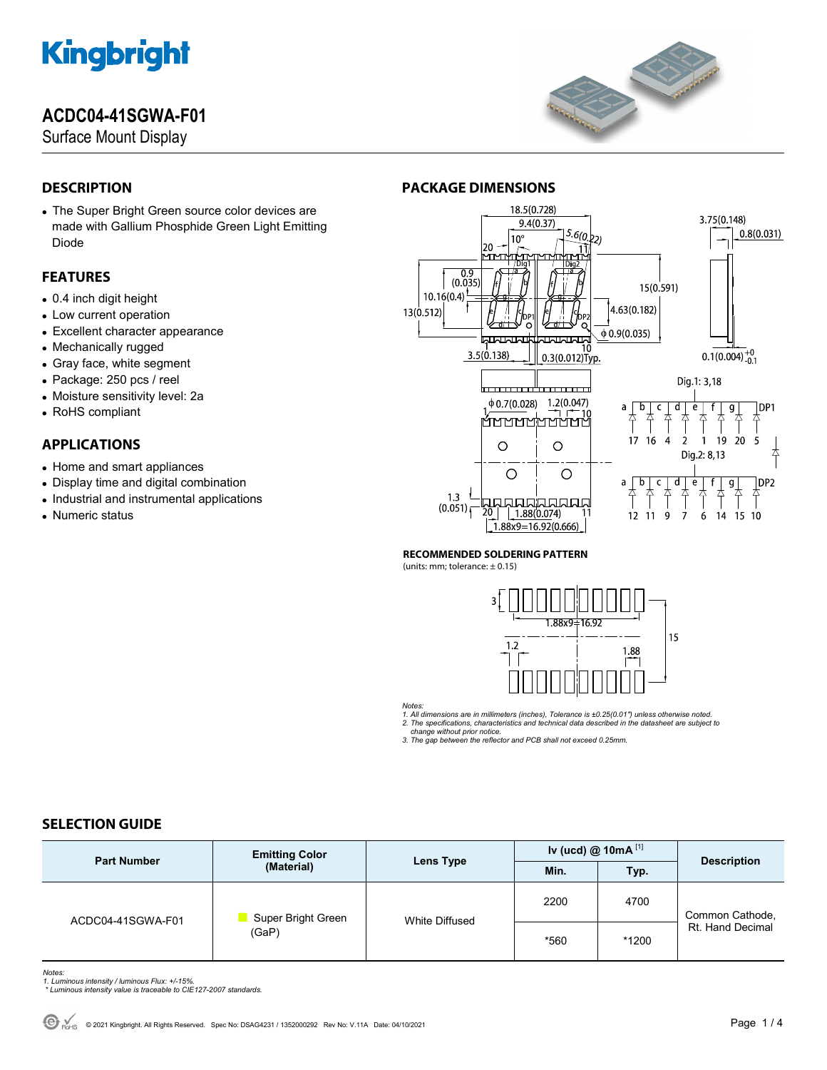# ACDC04-41SGWA-F01

Surface Mount Display

## DESCRIPTION

- The Super Bright Green source color devices are made with Gallium Phosphide Green Light Emitting Diode

## FEATURES

- 0.4 inch digit height
- Low current operation
- Excellent character appearance
- Mechanically rugged
- Gray face, white segment
- Package: 250 pcs / reel
- Moisture sensitivity level: 2a
- RoHS compliant

## APPLICATIONS

- Home and smart appliances
- Display time and digital combination
- Industrial and instrumental applications
- Numeric status

## PACKAGE DIMENSIONS

Dig.1: 3,18

Dig.2: 8,13

### RECOMMENDED SOLDERING PATTERN

(units: mm; tolerance: ± 0.15)

*Notes:*
*1. All dimensions are in millimeters (inches), Tolerance is ±0.25(0.01") unless otherwise noted.*
*2. The specifications, characteristics and technical data described in the datasheet are subject to change without prior notice.*
*3. The gap between the reflector and PCB shall not exceed 0.25mm.*

## SELECTION GUIDE

| Part Number | Emitting Color (Material) | Lens Type | Iv (ucd) @ 10mA [1] | | Description |
|---|---|---|---|---|---|
| | | | Min. | Typ. | |
| ACDC04-41SGWA-F01 | Super Bright Green (GaP) | White Diffused | 2200 | 4700 | Common Cathode, Rt. Hand Decimal |
| | | | *560 | *1200 | |

*Notes:*
*1. Luminous intensity / luminous Flux: +/-15%.*
*\* Luminous intensity value is traceable to CIE127-2007 standards.*

© 2021 Kingbright. All Rights Reserved. Spec No: DSAG4231 / 1352000292 Rev No: V.11A Date: 04/10/2021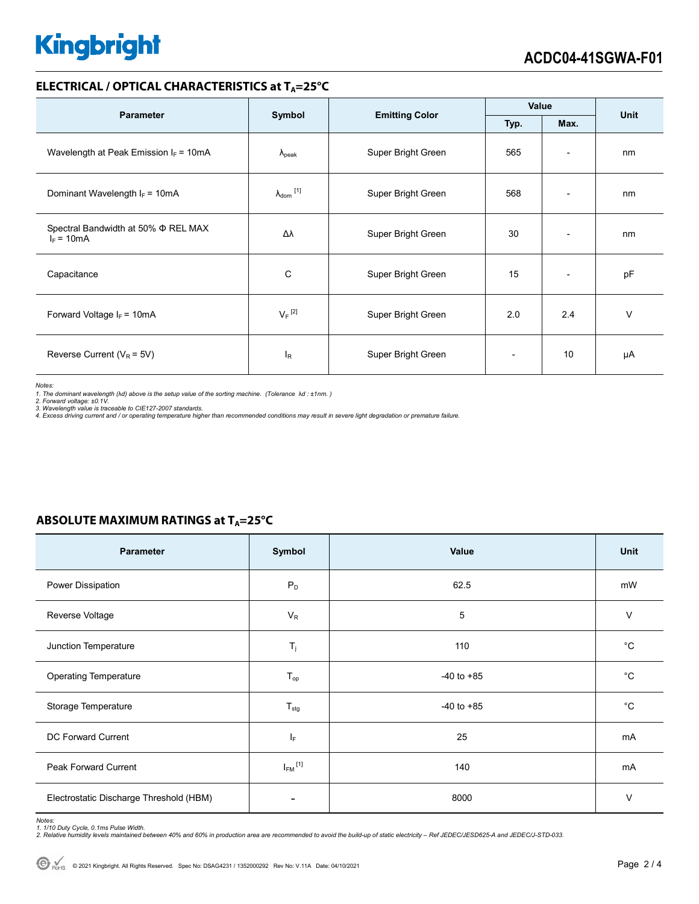## ELECTRICAL / OPTICAL CHARACTERISTICS at $T_A$=25°C

| Parameter | Symbol | Emitting Color | Value | | Unit |
|---|---|---|---|---|---|
| | | | Typ. | Max. | |
| Wavelength at Peak Emission $I_F$ = 10mA | $\lambda_{peak}$ | Super Bright Green | 565 | - | nm |
| Dominant Wavelength $I_F$ = 10mA | $\lambda_{dom}$ [1] | Super Bright Green | 568 | - | nm |
| Spectral Bandwidth at 50% Φ REL MAX $I_F$ = 10mA | Δλ | Super Bright Green | 30 | - | nm |
| Capacitance | C | Super Bright Green | 15 | - | pF |
| Forward Voltage $I_F$ = 10mA | $V_F$ [2] | Super Bright Green | 2.0 | 2.4 | V |
| Reverse Current ($V_R$ = 5V) | $I_R$ | Super Bright Green | - | 10 | μA |

*Notes:*
*1. The dominant wavelength (λd) above is the setup value of the sorting machine. (Tolerance λd : ±1nm. )*
*2. Forward voltage: ±0.1V.*
*3. Wavelength value is traceable to CIE127-2007 standards.*
*4. Excess driving current and / or operating temperature higher than recommended conditions may result in severe light degradation or premature failure.*

## ABSOLUTE MAXIMUM RATINGS at $T_A$=25°C

| Parameter | Symbol | Value | Unit |
|---|---|---|---|
| Power Dissipation | $P_D$ | 62.5 | mW |
| Reverse Voltage | $V_R$ | 5 | V |
| Junction Temperature | $T_j$ | 110 | °C |
| Operating Temperature | $T_{op}$ | -40 to +85 | °C |
| Storage Temperature | $T_{stg}$ | -40 to +85 | °C |
| DC Forward Current | $I_F$ | 25 | mA |
| Peak Forward Current | $I_{FM}$ [1] | 140 | mA |
| Electrostatic Discharge Threshold (HBM) | - | 8000 | V |

*Notes:*
*1. 1/10 Duty Cycle, 0.1ms Pulse Width.*
*2. Relative humidity levels maintained between 40% and 60% in production area are recommended to avoid the build-up of static electricity – Ref JEDEC/JESD625-A and JEDEC/J-STD-033.*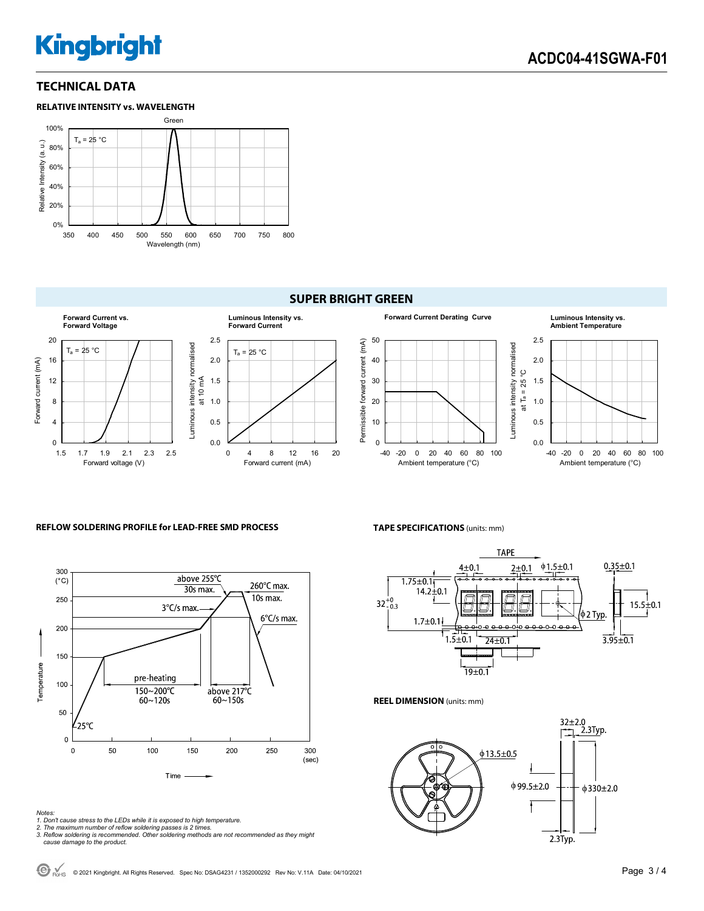## TECHNICAL DATA

### RELATIVE INTENSITY vs. WAVELENGTH

Green

$T_a$ = 25 °C

Relative Intensity (a.u.)

Wavelength (nm)

## SUPER BRIGHT GREEN

**Forward Current vs. Forward Voltage**

$T_a$ = 25 °C

Forward current (mA)

Forward voltage (V)

**Luminous Intensity vs. Forward Current**

$T_a$ = 25 °C

Luminous intensity normalised at 10 mA

Forward current (mA)

**Forward Current Derating Curve**

Permissible forward current (mA)

Ambient temperature (°C)

**Luminous Intensity vs. Ambient Temperature**

Luminous intensity normalised at $T_a$ = 25 °C

Ambient temperature (°C)

### REFLOW SOLDERING PROFILE for LEAD-FREE SMD PROCESS

Temperature (°C)

above 255℃ 30s max.

260℃ max. 10s max.

3℃/s max.

6℃/s max.

pre-heating 150~200℃ 60~120s

above 217℃ 60~150s

25℃

Time (sec)

*Notes:*
*1. Don't cause stress to the LEDs while it is exposed to high temperature.*
*2. The maximum number of reflow soldering passes is 2 times.*
*3. Reflow soldering is recommended. Other soldering methods are not recommended as they might cause damage to the product.*

### TAPE SPECIFICATIONS (units: mm)

TAPE

4±0.1 | 2±0.1 | ϕ1.5±0.1 | 0.35±0.1 | 1.75±0.1 | 14.2±0.1 | $32^{+0}_{-0.3}$ | 15.5±0.1 | 1.7±0.1 | ϕ2 Typ. | 1.5±0.1 | 24±0.1 | 3.95±0.1 | 19±0.1

### REEL DIMENSION (units: mm)

32±2.0 | 2.3Typ. | ϕ13.5±0.5 | ϕ99.5±2.0 | ϕ330±2.0 | 2.3Typ.

© 2021 Kingbright. All Rights Reserved. Spec No: DSAG4231 / 1352000292 Rev No: V.11A Date: 04/10/2021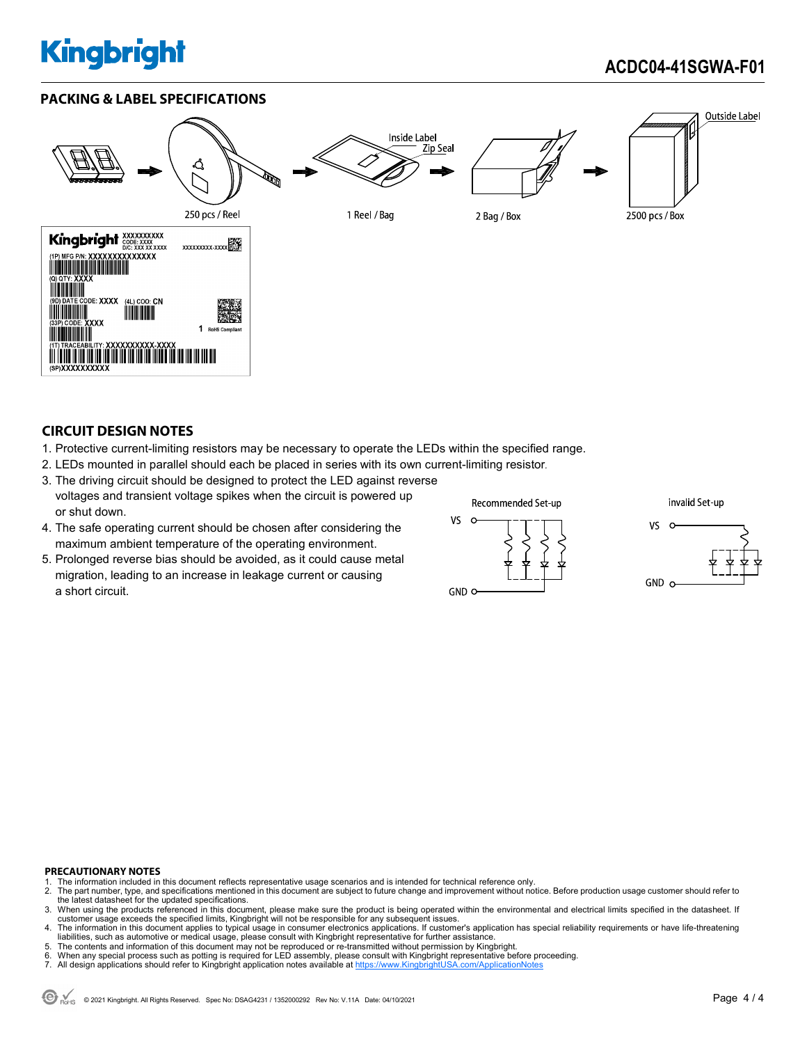## PACKING & LABEL SPECIFICATIONS

Inside Label
Zip Seal
Outside Label

250 pcs / Reel
1 Reel / Bag
2 Bag / Box
2500 pcs / Box

Kingbright XXXXXXXXXX
CODE: XXXX
D/C: XXX XX XXXX
XXXXXXXXX-XXXX
(1P) MFG P/N: XXXXXXXXXXXXXX
(Q) QTY: XXXX
(9D) DATE CODE: XXXX (4L) COO: CN
(33P) CODE: XXXX
1 RoHS Compliant
(1T) TRACEABILITY: XXXXXXXXXX-XXXX
(SP)XXXXXXXXXX

## CIRCUIT DESIGN NOTES

1. Protective current-limiting resistors may be necessary to operate the LEDs within the specified range.
2. LEDs mounted in parallel should each be placed in series with its own current-limiting resistor.
3. The driving circuit should be designed to protect the LED against reverse voltages and transient voltage spikes when the circuit is powered up or shut down.
4. The safe operating current should be chosen after considering the maximum ambient temperature of the operating environment.
5. Prolonged reverse bias should be avoided, as it could cause metal migration, leading to an increase in leakage current or causing a short circuit.

Recommended Set-up
VS
GND

invalid Set-up
VS
GND

**PRECAUTIONARY NOTES**

1. The information included in this document reflects representative usage scenarios and is intended for technical reference only.
2. The part number, type, and specifications mentioned in this document are subject to future change and improvement without notice. Before production usage customer should refer to the latest datasheet for the updated specifications.
3. When using the products referenced in this document, please make sure the product is being operated within the environmental and electrical limits specified in the datasheet. If customer usage exceeds the specified limits, Kingbright will not be responsible for any subsequent issues.
4. The information in this document applies to typical usage in consumer electronics applications. If customer's application has special reliability requirements or have life-threatening liabilities, such as automotive or medical usage, please consult with Kingbright representative for further assistance.
5. The contents and information of this document may not be reproduced or re-transmitted without permission by Kingbright.
6. When any special process such as potting is required for LED assembly, please consult with Kingbright representative before proceeding.
7. All design applications should refer to Kingbright application notes available at https://www.KingbrightUSA.com/ApplicationNotes

© 2021 Kingbright. All Rights Reserved. Spec No: DSAG4231 / 1352000292 Rev No: V.11A Date: 04/10/2021